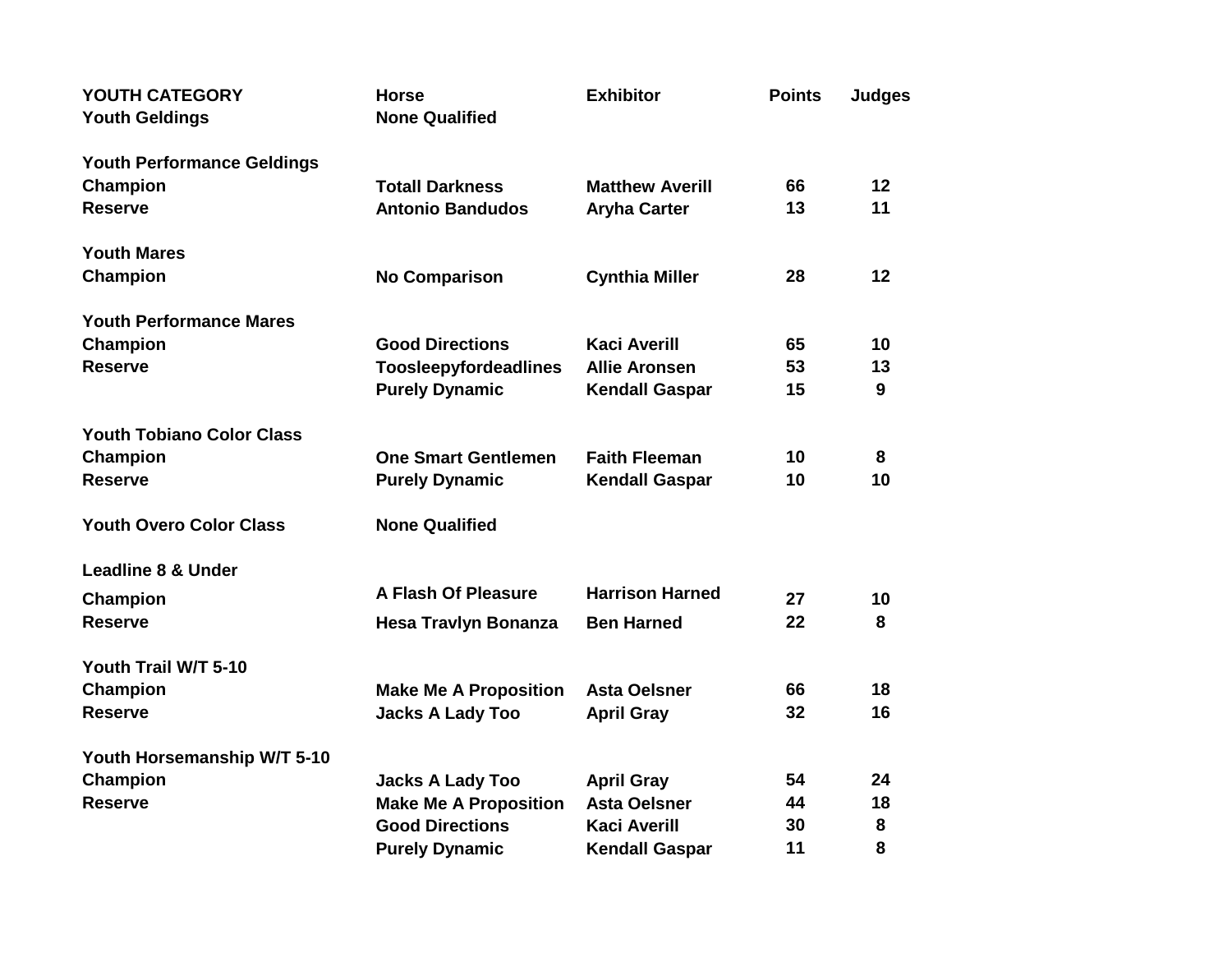| YOUTH CATEGORY | Horse | Exhibitor | Points | Judges |
|---|---|---|---|---|
| Youth Geldings | None Qualified | | | |
| | | | | |
| Youth Performance Geldings | | | | |
| Champion | Totall Darkness | Matthew Averill | 66 | 12 |
| Reserve | Antonio Bandudos | Aryha Carter | 13 | 11 |
| | | | | |
| Youth Mares | | | | |
| Champion | No Comparison | Cynthia Miller | 28 | 12 |
| | | | | |
| Youth Performance Mares | | | | |
| Champion | Good Directions | Kaci Averill | 65 | 10 |
| Reserve | Toosleepyfordeadlines | Allie Aronsen | 53 | 13 |
| | Purely Dynamic | Kendall Gaspar | 15 | 9 |
| | | | | |
| Youth Tobiano Color Class | | | | |
| Champion | One Smart Gentlemen | Faith Fleeman | 10 | 8 |
| Reserve | Purely Dynamic | Kendall Gaspar | 10 | 10 |
| | | | | |
| Youth Overo Color Class | None Qualified | | | |
| | | | | |
| Leadline 8 & Under | | | | |
| Champion | A Flash Of Pleasure | Harrison Harned | 27 | 10 |
| Reserve | Hesa Travlyn Bonanza | Ben Harned | 22 | 8 |
| | | | | |
| Youth Trail W/T 5-10 | | | | |
| Champion | Make Me A Proposition | Asta Oelsner | 66 | 18 |
| Reserve | Jacks A Lady Too | April Gray | 32 | 16 |
| | | | | |
| Youth Horsemanship W/T 5-10 | | | | |
| Champion | Jacks A Lady Too | April Gray | 54 | 24 |
| Reserve | Make Me A Proposition | Asta Oelsner | 44 | 18 |
| | Good Directions | Kaci Averill | 30 | 8 |
| | Purely Dynamic | Kendall Gaspar | 11 | 8 |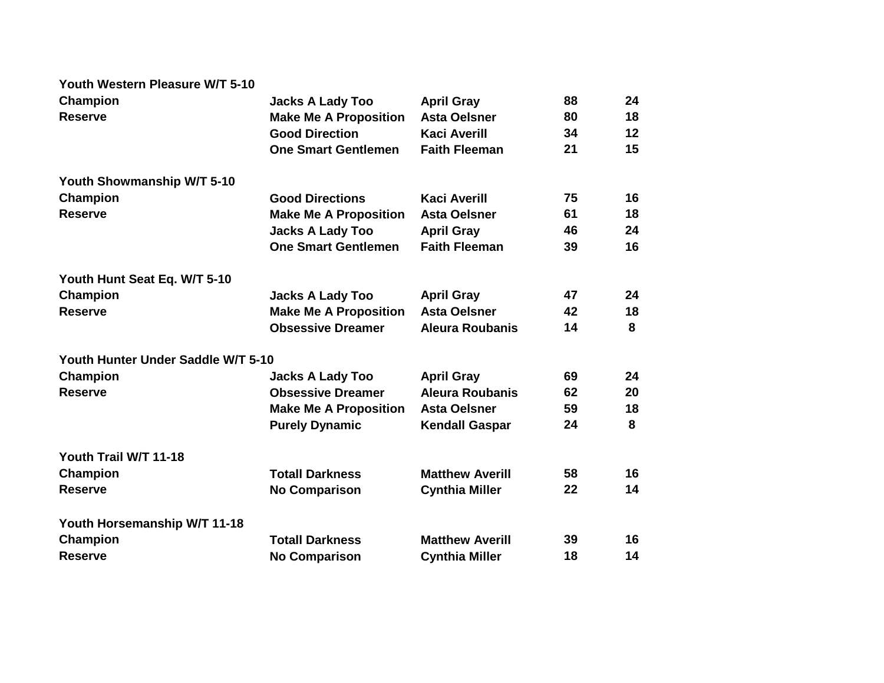**Youth Western Pleasure W/T 5-10**

| | | | | |
|---|---|---|---|---|
| **Champion** | **Jacks A Lady Too** | **April Gray** | **88** | **24** |
| **Reserve** | **Make Me A Proposition** | **Asta Oelsner** | **80** | **18** |
| | **Good Direction** | **Kaci Averill** | **34** | **12** |
| | **One Smart Gentlemen** | **Faith Fleeman** | **21** | **15** |

**Youth Showmanship W/T 5-10**

| | | | | |
|---|---|---|---|---|
| **Champion** | **Good Directions** | **Kaci Averill** | **75** | **16** |
| **Reserve** | **Make Me A Proposition** | **Asta Oelsner** | **61** | **18** |
| | **Jacks A Lady Too** | **April Gray** | **46** | **24** |
| | **One Smart Gentlemen** | **Faith Fleeman** | **39** | **16** |

**Youth Hunt Seat Eq. W/T 5-10**

| | | | | |
|---|---|---|---|---|
| **Champion** | **Jacks A Lady Too** | **April Gray** | **47** | **24** |
| **Reserve** | **Make Me A Proposition** | **Asta Oelsner** | **42** | **18** |
| | **Obsessive Dreamer** | **Aleura Roubanis** | **14** | **8** |

**Youth Hunter Under Saddle W/T 5-10**

| | | | | |
|---|---|---|---|---|
| **Champion** | **Jacks A Lady Too** | **April Gray** | **69** | **24** |
| **Reserve** | **Obsessive Dreamer** | **Aleura Roubanis** | **62** | **20** |
| | **Make Me A Proposition** | **Asta Oelsner** | **59** | **18** |
| | **Purely Dynamic** | **Kendall Gaspar** | **24** | **8** |

**Youth Trail W/T 11-18**

| | | | | |
|---|---|---|---|---|
| **Champion** | **Totall Darkness** | **Matthew Averill** | **58** | **16** |
| **Reserve** | **No Comparison** | **Cynthia Miller** | **22** | **14** |

**Youth Horsemanship W/T 11-18**

| | | | | |
|---|---|---|---|---|
| **Champion** | **Totall Darkness** | **Matthew Averill** | **39** | **16** |
| **Reserve** | **No Comparison** | **Cynthia Miller** | **18** | **14** |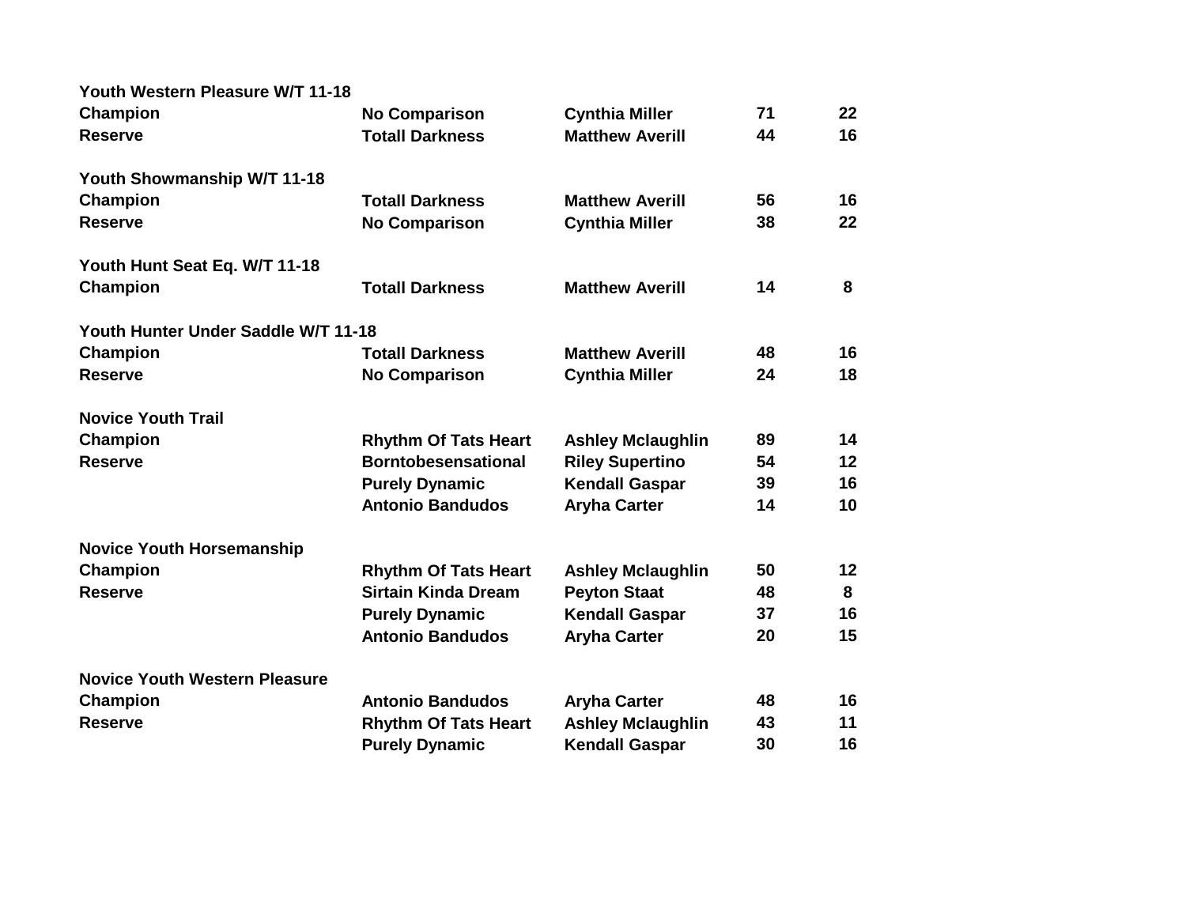**Youth Western Pleasure W/T 11-18**

| | | | | |
|---|---|---|---|---|
| **Champion** | **No Comparison** | **Cynthia Miller** | **71** | **22** |
| **Reserve** | **Totall Darkness** | **Matthew Averill** | **44** | **16** |

**Youth Showmanship W/T 11-18**

| | | | | |
|---|---|---|---|---|
| **Champion** | **Totall Darkness** | **Matthew Averill** | **56** | **16** |
| **Reserve** | **No Comparison** | **Cynthia Miller** | **38** | **22** |

**Youth Hunt Seat Eq. W/T 11-18**

| | | | | |
|---|---|---|---|---|
| **Champion** | **Totall Darkness** | **Matthew Averill** | **14** | **8** |

**Youth Hunter Under Saddle W/T 11-18**

| | | | | |
|---|---|---|---|---|
| **Champion** | **Totall Darkness** | **Matthew Averill** | **48** | **16** |
| **Reserve** | **No Comparison** | **Cynthia Miller** | **24** | **18** |

**Novice Youth Trail**

| | | | | |
|---|---|---|---|---|
| **Champion** | **Rhythm Of Tats Heart** | **Ashley Mclaughlin** | **89** | **14** |
| **Reserve** | **Borntobesensational** | **Riley Supertino** | **54** | **12** |
| | **Purely Dynamic** | **Kendall Gaspar** | **39** | **16** |
| | **Antonio Bandudos** | **Aryha Carter** | **14** | **10** |

**Novice Youth Horsemanship**

| | | | | |
|---|---|---|---|---|
| **Champion** | **Rhythm Of Tats Heart** | **Ashley Mclaughlin** | **50** | **12** |
| **Reserve** | **Sirtain Kinda Dream** | **Peyton Staat** | **48** | **8** |
| | **Purely Dynamic** | **Kendall Gaspar** | **37** | **16** |
| | **Antonio Bandudos** | **Aryha Carter** | **20** | **15** |

**Novice Youth Western Pleasure**

| | | | | |
|---|---|---|---|---|
| **Champion** | **Antonio Bandudos** | **Aryha Carter** | **48** | **16** |
| **Reserve** | **Rhythm Of Tats Heart** | **Ashley Mclaughlin** | **43** | **11** |
| | **Purely Dynamic** | **Kendall Gaspar** | **30** | **16** |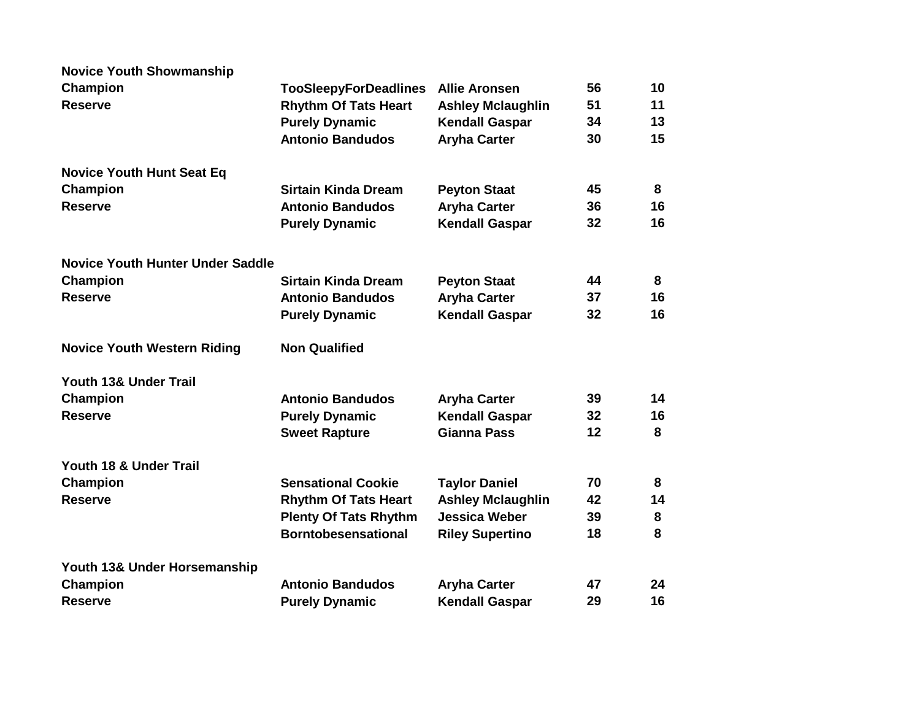**Novice Youth Showmanship**

| | | | | |
|---|---|---|---|---|
| Champion | TooSleepyForDeadlines | Allie Aronsen | 56 | 10 |
| Reserve | Rhythm Of Tats Heart | Ashley Mclaughlin | 51 | 11 |
| | Purely Dynamic | Kendall Gaspar | 34 | 13 |
| | Antonio Bandudos | Aryha Carter | 30 | 15 |

**Novice Youth Hunt Seat Eq**

| | | | | |
|---|---|---|---|---|
| Champion | Sirtain Kinda Dream | Peyton Staat | 45 | 8 |
| Reserve | Antonio Bandudos | Aryha Carter | 36 | 16 |
| | Purely Dynamic | Kendall Gaspar | 32 | 16 |

**Novice Youth Hunter Under Saddle**

| | | | | |
|---|---|---|---|---|
| Champion | Sirtain Kinda Dream | Peyton Staat | 44 | 8 |
| Reserve | Antonio Bandudos | Aryha Carter | 37 | 16 |
| | Purely Dynamic | Kendall Gaspar | 32 | 16 |

**Novice Youth Western Riding** — **Non Qualified**

**Youth 13& Under Trail**

| | | | | |
|---|---|---|---|---|
| Champion | Antonio Bandudos | Aryha Carter | 39 | 14 |
| Reserve | Purely Dynamic | Kendall Gaspar | 32 | 16 |
| | Sweet Rapture | Gianna Pass | 12 | 8 |

**Youth 18 & Under Trail**

| | | | | |
|---|---|---|---|---|
| Champion | Sensational Cookie | Taylor Daniel | 70 | 8 |
| Reserve | Rhythm Of Tats Heart | Ashley Mclaughlin | 42 | 14 |
| | Plenty Of Tats Rhythm | Jessica Weber | 39 | 8 |
| | Borntobesensational | Riley Supertino | 18 | 8 |

**Youth 13& Under Horsemanship**

| | | | | |
|---|---|---|---|---|
| Champion | Antonio Bandudos | Aryha Carter | 47 | 24 |
| Reserve | Purely Dynamic | Kendall Gaspar | 29 | 16 |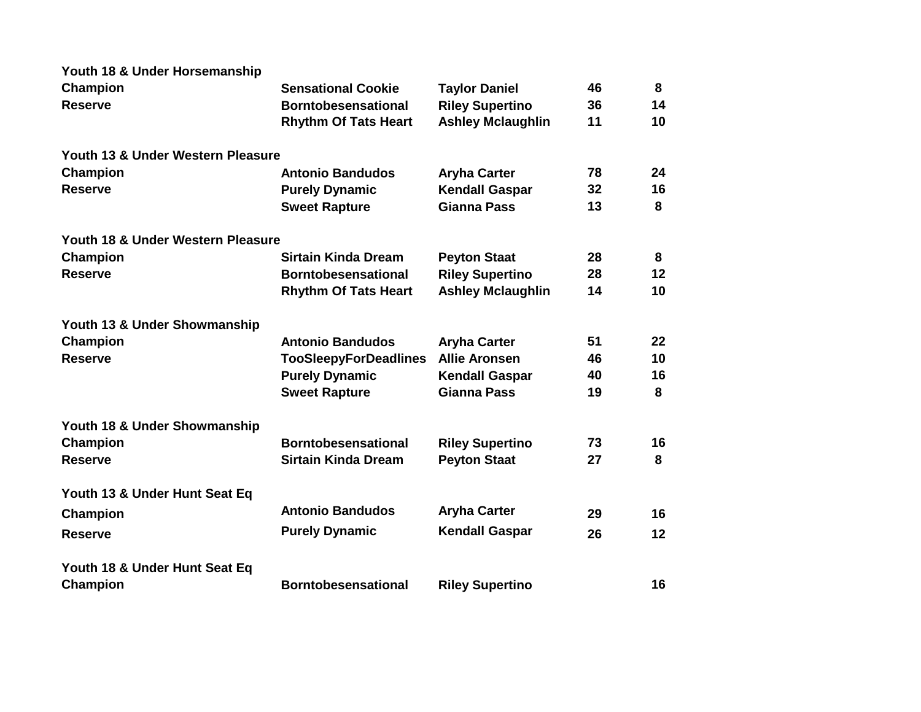**Youth 18 & Under Horsemanship**

| | | | | |
|---|---|---|---|---|
| **Champion** | **Sensational Cookie** | **Taylor Daniel** | **46** | **8** |
| **Reserve** | **Borntobesensational** | **Riley Supertino** | **36** | **14** |
| | **Rhythm Of Tats Heart** | **Ashley Mclaughlin** | **11** | **10** |

**Youth 13 & Under Western Pleasure**

| | | | | |
|---|---|---|---|---|
| **Champion** | **Antonio Bandudos** | **Aryha Carter** | **78** | **24** |
| **Reserve** | **Purely Dynamic** | **Kendall Gaspar** | **32** | **16** |
| | **Sweet Rapture** | **Gianna Pass** | **13** | **8** |

**Youth 18 & Under Western Pleasure**

| | | | | |
|---|---|---|---|---|
| **Champion** | **Sirtain Kinda Dream** | **Peyton Staat** | **28** | **8** |
| **Reserve** | **Borntobesensational** | **Riley Supertino** | **28** | **12** |
| | **Rhythm Of Tats Heart** | **Ashley Mclaughlin** | **14** | **10** |

**Youth 13 & Under Showmanship**

| | | | | |
|---|---|---|---|---|
| **Champion** | **Antonio Bandudos** | **Aryha Carter** | **51** | **22** |
| **Reserve** | **TooSleepyForDeadlines** | **Allie Aronsen** | **46** | **10** |
| | **Purely Dynamic** | **Kendall Gaspar** | **40** | **16** |
| | **Sweet Rapture** | **Gianna Pass** | **19** | **8** |

**Youth 18 & Under Showmanship**

| | | | | |
|---|---|---|---|---|
| **Champion** | **Borntobesensational** | **Riley Supertino** | **73** | **16** |
| **Reserve** | **Sirtain Kinda Dream** | **Peyton Staat** | **27** | **8** |

**Youth 13 & Under Hunt Seat Eq**

| | | | | |
|---|---|---|---|---|
| **Champion** | **Antonio Bandudos** | **Aryha Carter** | **29** | **16** |
| **Reserve** | **Purely Dynamic** | **Kendall Gaspar** | **26** | **12** |

**Youth 18 & Under Hunt Seat Eq**

| | | | | |
|---|---|---|---|---|
| **Champion** | **Borntobesensational** | **Riley Supertino** | | **16** |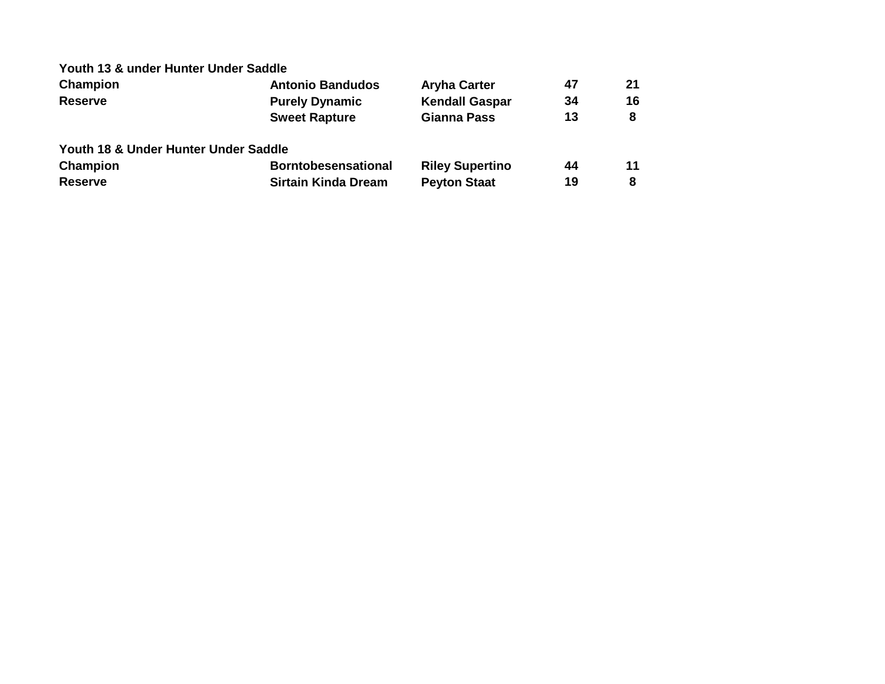**Youth 13 & under Hunter Under Saddle**

| | | | | |
|---|---|---|---|---|
| **Champion** | **Antonio Bandudos** | **Aryha Carter** | **47** | **21** |
| **Reserve** | **Purely Dynamic** | **Kendall Gaspar** | **34** | **16** |
| | **Sweet Rapture** | **Gianna Pass** | **13** | **8** |

**Youth 18 & Under Hunter Under Saddle**

| | | | | |
|---|---|---|---|---|
| **Champion** | **Borntobesensational** | **Riley Supertino** | **44** | **11** |
| **Reserve** | **Sirtain Kinda Dream** | **Peyton Staat** | **19** | **8** |